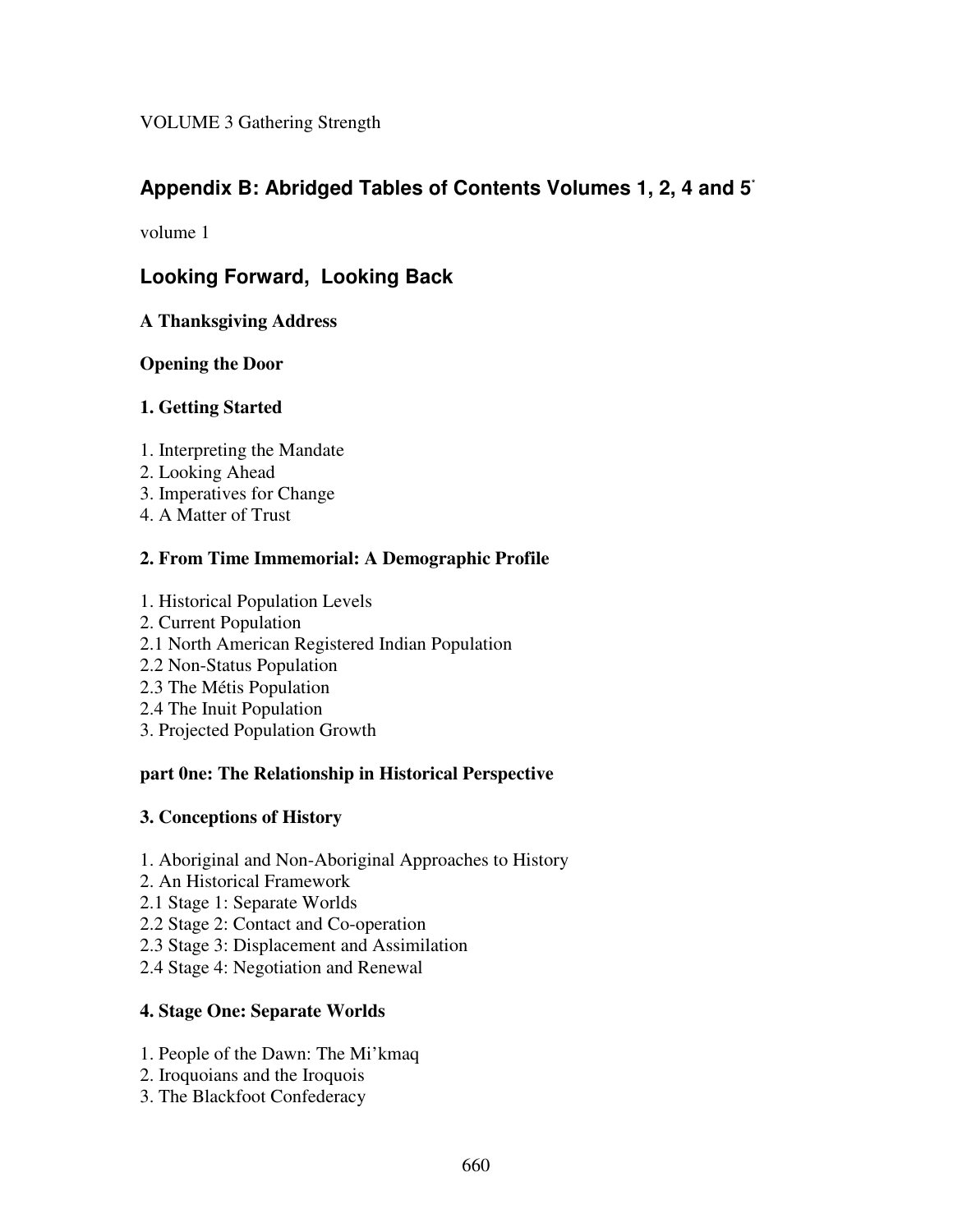VOLUME 3 Gathering Strength

## Appendix B: Abridged Tables of Contents Volumes 1, 2, 4 and 5[*]

volume 1

## Looking Forward, Looking Back

### A Thanksgiving Address

### Opening the Door

### 1. Getting Started

1. Interpreting the Mandate
2. Looking Ahead
3. Imperatives for Change
4. A Matter of Trust

### 2. From Time Immemorial: A Demographic Profile

1. Historical Population Levels
2. Current Population
2.1 North American Registered Indian Population
2.2 Non-Status Population
2.3 The Métis Population
2.4 The Inuit Population
3. Projected Population Growth

### part 0ne: The Relationship in Historical Perspective

### 3. Conceptions of History

1. Aboriginal and Non-Aboriginal Approaches to History
2. An Historical Framework
2.1 Stage 1: Separate Worlds
2.2 Stage 2: Contact and Co-operation
2.3 Stage 3: Displacement and Assimilation
2.4 Stage 4: Negotiation and Renewal

### 4. Stage One: Separate Worlds

1. People of the Dawn: The Mi'kmaq
2. Iroquoians and the Iroquois
3. The Blackfoot Confederacy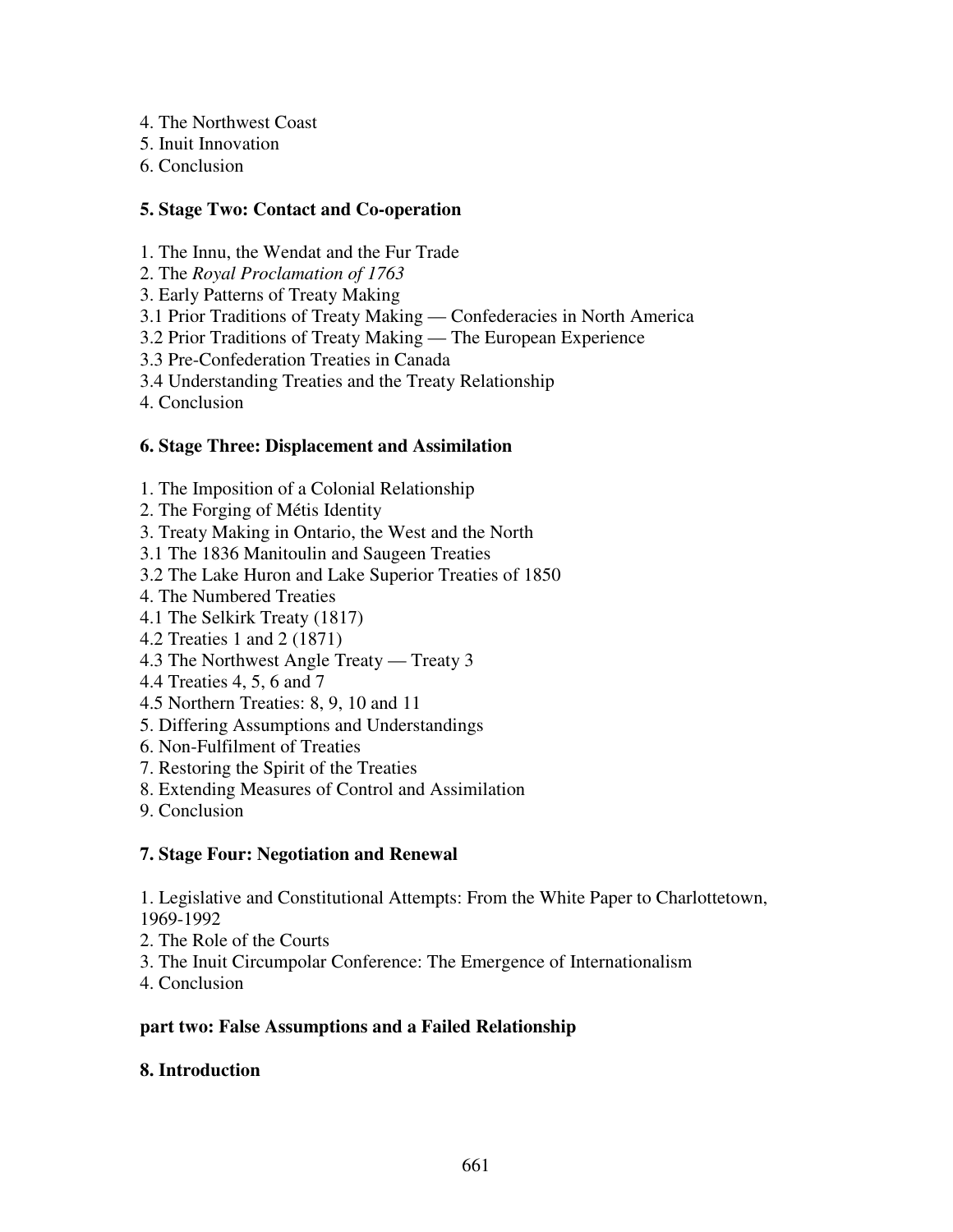4. The Northwest Coast
5. Inuit Innovation
6. Conclusion

**5. Stage Two: Contact and Co-operation**

1. The Innu, the Wendat and the Fur Trade
2. The *Royal Proclamation of 1763*
3. Early Patterns of Treaty Making
3.1 Prior Traditions of Treaty Making — Confederacies in North America
3.2 Prior Traditions of Treaty Making — The European Experience
3.3 Pre-Confederation Treaties in Canada
3.4 Understanding Treaties and the Treaty Relationship
4. Conclusion

**6. Stage Three: Displacement and Assimilation**

1. The Imposition of a Colonial Relationship
2. The Forging of Métis Identity
3. Treaty Making in Ontario, the West and the North
3.1 The 1836 Manitoulin and Saugeen Treaties
3.2 The Lake Huron and Lake Superior Treaties of 1850
4. The Numbered Treaties
4.1 The Selkirk Treaty (1817)
4.2 Treaties 1 and 2 (1871)
4.3 The Northwest Angle Treaty — Treaty 3
4.4 Treaties 4, 5, 6 and 7
4.5 Northern Treaties: 8, 9, 10 and 11
5. Differing Assumptions and Understandings
6. Non-Fulfilment of Treaties
7. Restoring the Spirit of the Treaties
8. Extending Measures of Control and Assimilation
9. Conclusion

**7. Stage Four: Negotiation and Renewal**

1. Legislative and Constitutional Attempts: From the White Paper to Charlottetown, 1969-1992
2. The Role of the Courts
3. The Inuit Circumpolar Conference: The Emergence of Internationalism
4. Conclusion

**part two: False Assumptions and a Failed Relationship**

**8. Introduction**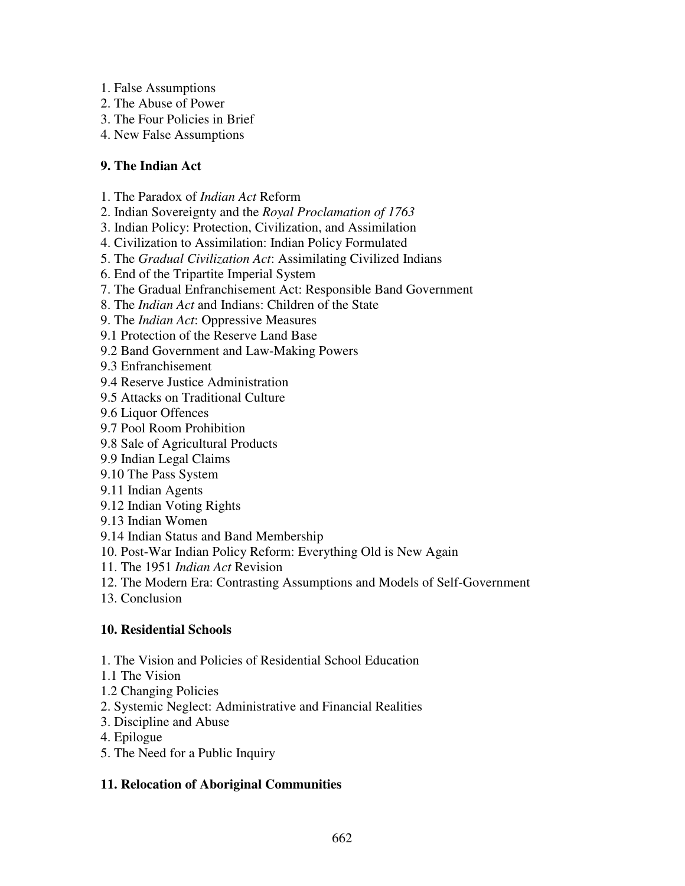1. False Assumptions
2. The Abuse of Power
3. The Four Policies in Brief
4. New False Assumptions

**9. The Indian Act**

1. The Paradox of *Indian Act* Reform
2. Indian Sovereignty and the *Royal Proclamation of 1763*
3. Indian Policy: Protection, Civilization, and Assimilation
4. Civilization to Assimilation: Indian Policy Formulated
5. The *Gradual Civilization Act*: Assimilating Civilized Indians
6. End of the Tripartite Imperial System
7. The Gradual Enfranchisement Act: Responsible Band Government
8. The *Indian Act* and Indians: Children of the State
9. The *Indian Act*: Oppressive Measures

9.1 Protection of the Reserve Land Base
9.2 Band Government and Law-Making Powers
9.3 Enfranchisement
9.4 Reserve Justice Administration
9.5 Attacks on Traditional Culture
9.6 Liquor Offences
9.7 Pool Room Prohibition
9.8 Sale of Agricultural Products
9.9 Indian Legal Claims
9.10 The Pass System
9.11 Indian Agents
9.12 Indian Voting Rights
9.13 Indian Women
9.14 Indian Status and Band Membership

10. Post-War Indian Policy Reform: Everything Old is New Again
11. The 1951 *Indian Act* Revision
12. The Modern Era: Contrasting Assumptions and Models of Self-Government
13. Conclusion

**10. Residential Schools**

1. The Vision and Policies of Residential School Education

1.1 The Vision
1.2 Changing Policies

2. Systemic Neglect: Administrative and Financial Realities
3. Discipline and Abuse
4. Epilogue
5. The Need for a Public Inquiry

**11. Relocation of Aboriginal Communities**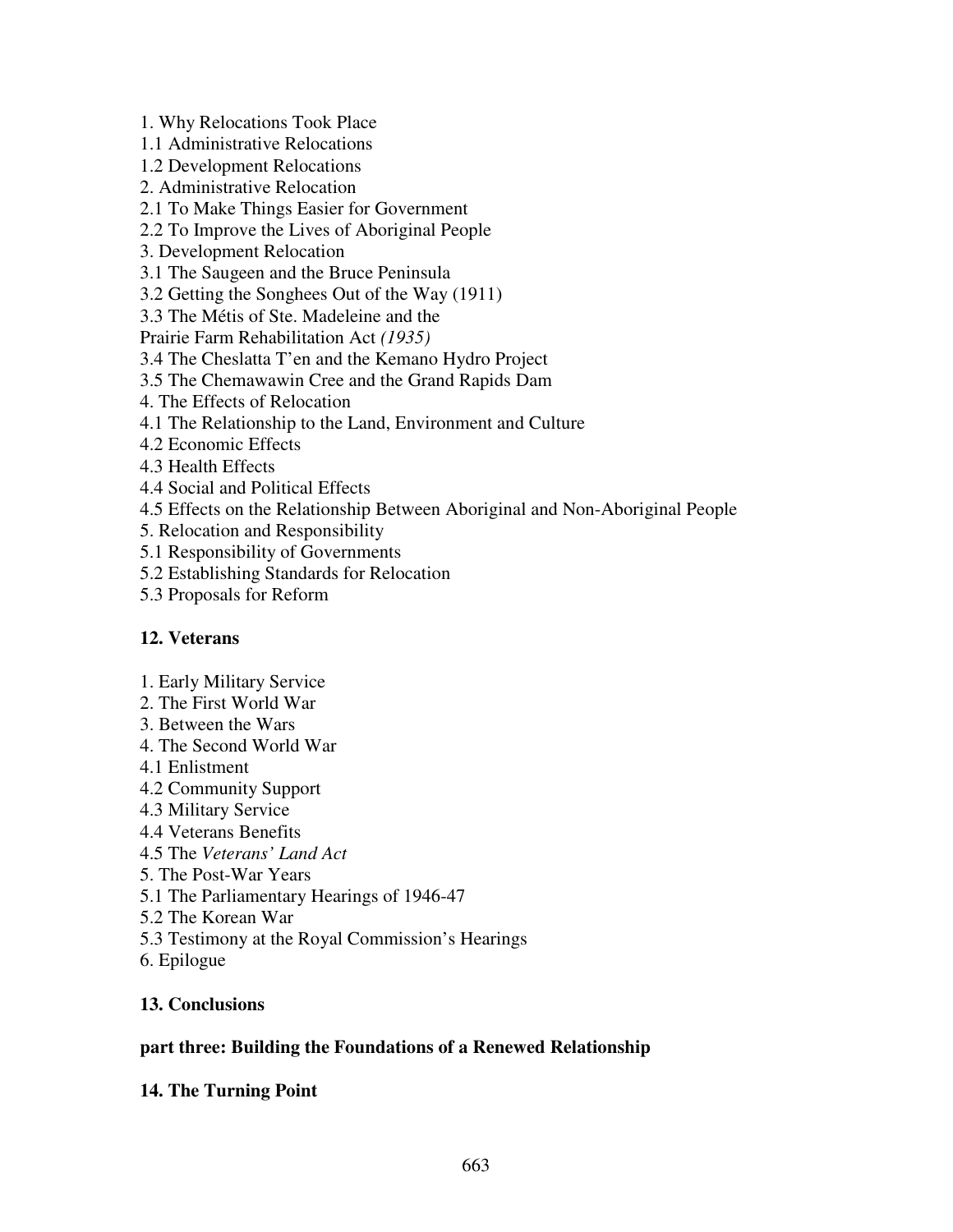1. Why Relocations Took Place
1.1 Administrative Relocations
1.2 Development Relocations
2. Administrative Relocation
2.1 To Make Things Easier for Government
2.2 To Improve the Lives of Aboriginal People
3. Development Relocation
3.1 The Saugeen and the Bruce Peninsula
3.2 Getting the Songhees Out of the Way (1911)
3.3 The Métis of Ste. Madeleine and the Prairie Farm Rehabilitation Act *(1935)*
3.4 The Cheslatta T'en and the Kemano Hydro Project
3.5 The Chemawawin Cree and the Grand Rapids Dam
4. The Effects of Relocation
4.1 The Relationship to the Land, Environment and Culture
4.2 Economic Effects
4.3 Health Effects
4.4 Social and Political Effects
4.5 Effects on the Relationship Between Aboriginal and Non-Aboriginal People
5. Relocation and Responsibility
5.1 Responsibility of Governments
5.2 Establishing Standards for Relocation
5.3 Proposals for Reform

**12. Veterans**

1. Early Military Service
2. The First World War
3. Between the Wars
4. The Second World War
4.1 Enlistment
4.2 Community Support
4.3 Military Service
4.4 Veterans Benefits
4.5 The *Veterans' Land Act*
5. The Post-War Years
5.1 The Parliamentary Hearings of 1946-47
5.2 The Korean War
5.3 Testimony at the Royal Commission's Hearings
6. Epilogue

**13. Conclusions**

**part three: Building the Foundations of a Renewed Relationship**

**14. The Turning Point**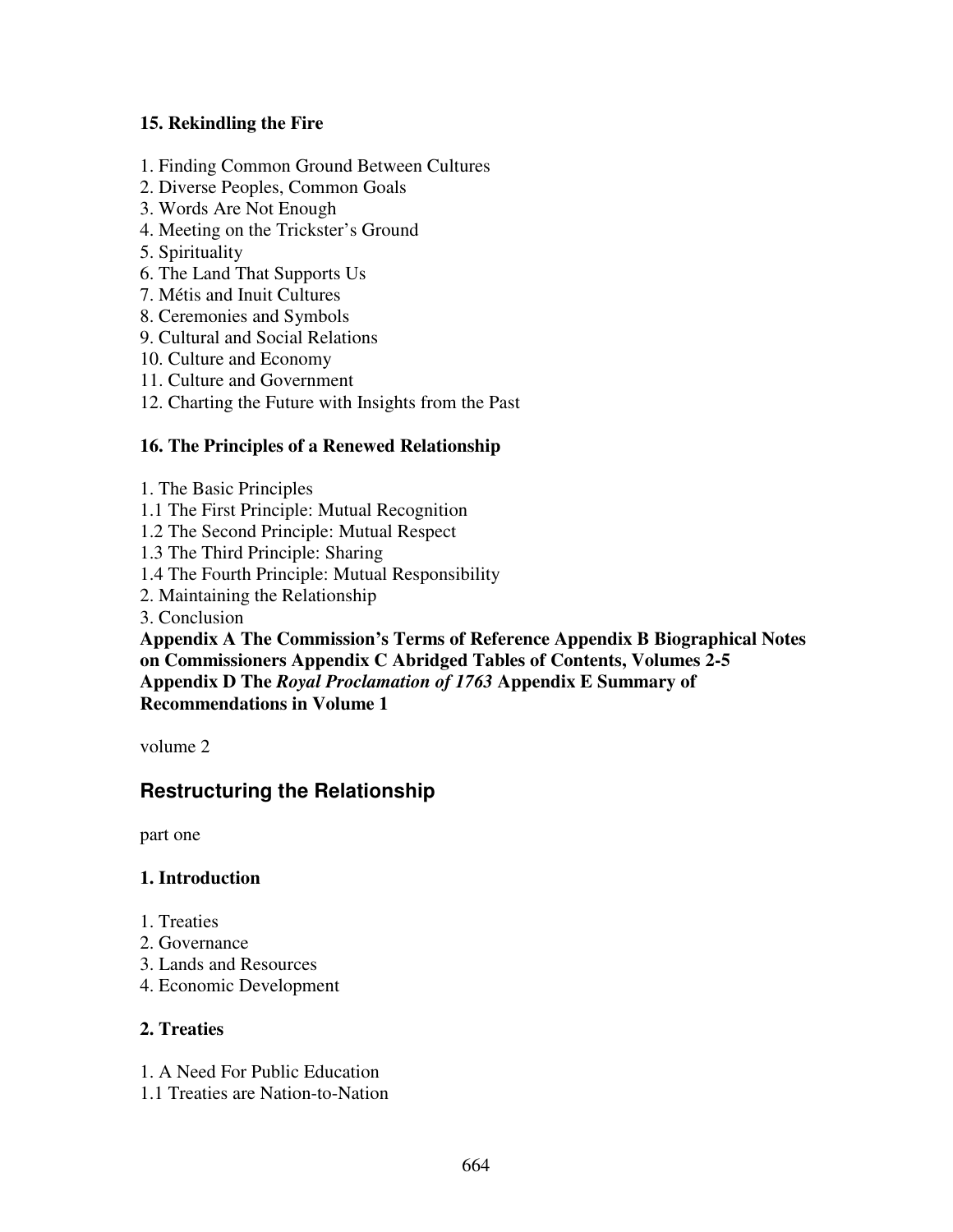**15. Rekindling the Fire**

1. Finding Common Ground Between Cultures
2. Diverse Peoples, Common Goals
3. Words Are Not Enough
4. Meeting on the Trickster's Ground
5. Spirituality
6. The Land That Supports Us
7. Métis and Inuit Cultures
8. Ceremonies and Symbols
9. Cultural and Social Relations
10. Culture and Economy
11. Culture and Government
12. Charting the Future with Insights from the Past

**16. The Principles of a Renewed Relationship**

1. The Basic Principles
1.1 The First Principle: Mutual Recognition
1.2 The Second Principle: Mutual Respect
1.3 The Third Principle: Sharing
1.4 The Fourth Principle: Mutual Responsibility
2. Maintaining the Relationship
3. Conclusion

**Appendix A The Commission's Terms of Reference Appendix B Biographical Notes on Commissioners Appendix C Abridged Tables of Contents, Volumes 2-5 Appendix D The *Royal Proclamation of 1763* Appendix E Summary of Recommendations in Volume 1**

volume 2

## Restructuring the Relationship

part one

**1. Introduction**

1. Treaties
2. Governance
3. Lands and Resources
4. Economic Development

**2. Treaties**

1. A Need For Public Education
1.1 Treaties are Nation-to-Nation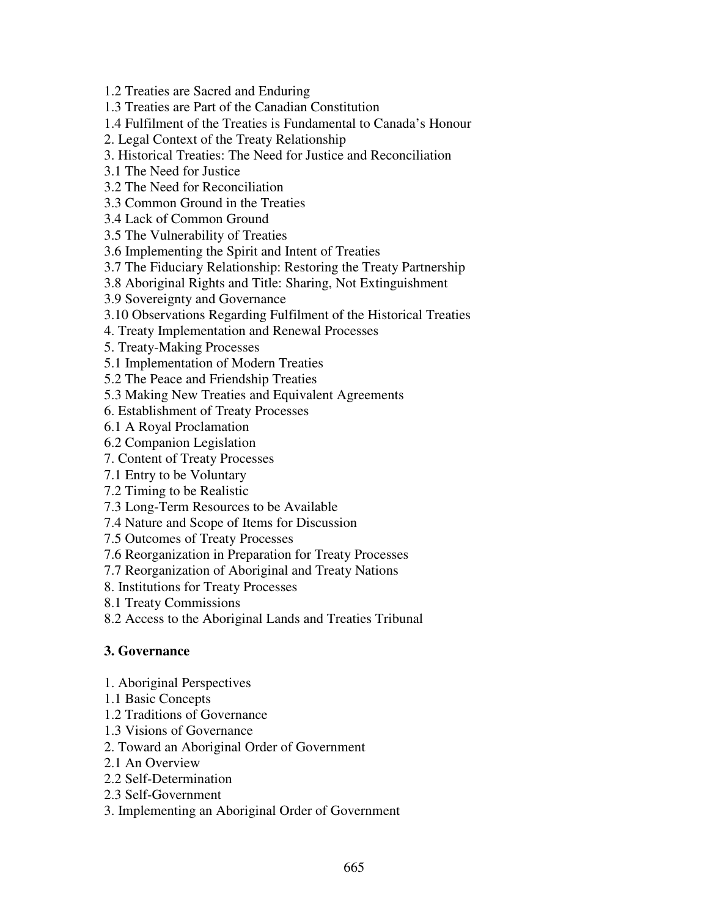1.2 Treaties are Sacred and Enduring
1.3 Treaties are Part of the Canadian Constitution
1.4 Fulfilment of the Treaties is Fundamental to Canada's Honour
2. Legal Context of the Treaty Relationship
3. Historical Treaties: The Need for Justice and Reconciliation
3.1 The Need for Justice
3.2 The Need for Reconciliation
3.3 Common Ground in the Treaties
3.4 Lack of Common Ground
3.5 The Vulnerability of Treaties
3.6 Implementing the Spirit and Intent of Treaties
3.7 The Fiduciary Relationship: Restoring the Treaty Partnership
3.8 Aboriginal Rights and Title: Sharing, Not Extinguishment
3.9 Sovereignty and Governance
3.10 Observations Regarding Fulfilment of the Historical Treaties
4. Treaty Implementation and Renewal Processes
5. Treaty-Making Processes
5.1 Implementation of Modern Treaties
5.2 The Peace and Friendship Treaties
5.3 Making New Treaties and Equivalent Agreements
6. Establishment of Treaty Processes
6.1 A Royal Proclamation
6.2 Companion Legislation
7. Content of Treaty Processes
7.1 Entry to be Voluntary
7.2 Timing to be Realistic
7.3 Long-Term Resources to be Available
7.4 Nature and Scope of Items for Discussion
7.5 Outcomes of Treaty Processes
7.6 Reorganization in Preparation for Treaty Processes
7.7 Reorganization of Aboriginal and Treaty Nations
8. Institutions for Treaty Processes
8.1 Treaty Commissions
8.2 Access to the Aboriginal Lands and Treaties Tribunal

**3. Governance**

1. Aboriginal Perspectives
1.1 Basic Concepts
1.2 Traditions of Governance
1.3 Visions of Governance
2. Toward an Aboriginal Order of Government
2.1 An Overview
2.2 Self-Determination
2.3 Self-Government
3. Implementing an Aboriginal Order of Government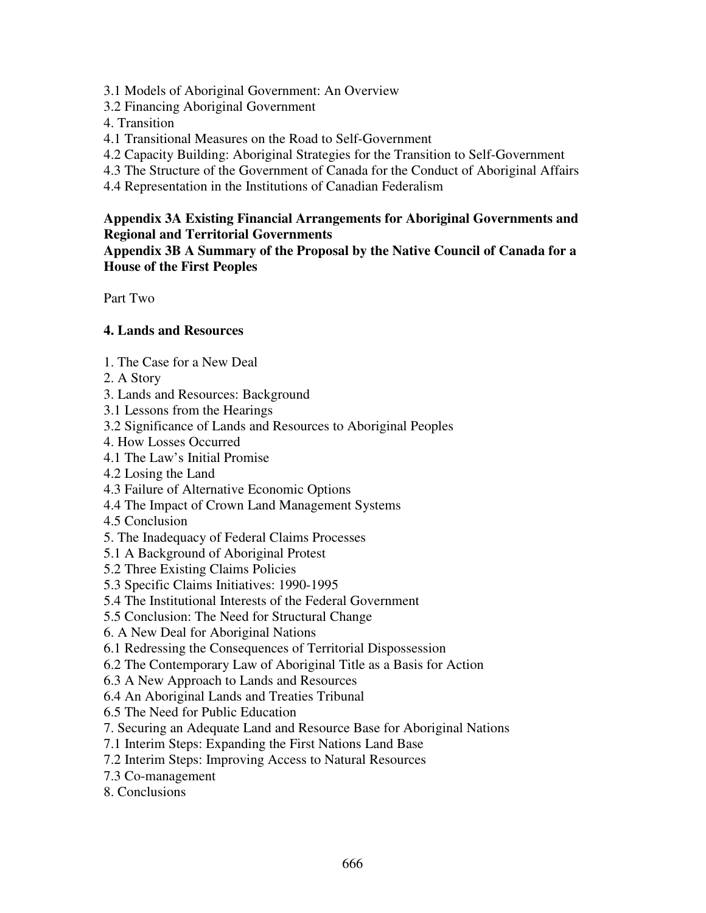3.1 Models of Aboriginal Government: An Overview
3.2 Financing Aboriginal Government
4. Transition
4.1 Transitional Measures on the Road to Self-Government
4.2 Capacity Building: Aboriginal Strategies for the Transition to Self-Government
4.3 The Structure of the Government of Canada for the Conduct of Aboriginal Affairs
4.4 Representation in the Institutions of Canadian Federalism

**Appendix 3A Existing Financial Arrangements for Aboriginal Governments and Regional and Territorial Governments**
**Appendix 3B A Summary of the Proposal by the Native Council of Canada for a House of the First Peoples**

Part Two

**4. Lands and Resources**

1. The Case for a New Deal
2. A Story
3. Lands and Resources: Background
3.1 Lessons from the Hearings
3.2 Significance of Lands and Resources to Aboriginal Peoples
4. How Losses Occurred
4.1 The Law's Initial Promise
4.2 Losing the Land
4.3 Failure of Alternative Economic Options
4.4 The Impact of Crown Land Management Systems
4.5 Conclusion
5. The Inadequacy of Federal Claims Processes
5.1 A Background of Aboriginal Protest
5.2 Three Existing Claims Policies
5.3 Specific Claims Initiatives: 1990-1995
5.4 The Institutional Interests of the Federal Government
5.5 Conclusion: The Need for Structural Change
6. A New Deal for Aboriginal Nations
6.1 Redressing the Consequences of Territorial Dispossession
6.2 The Contemporary Law of Aboriginal Title as a Basis for Action
6.3 A New Approach to Lands and Resources
6.4 An Aboriginal Lands and Treaties Tribunal
6.5 The Need for Public Education
7. Securing an Adequate Land and Resource Base for Aboriginal Nations
7.1 Interim Steps: Expanding the First Nations Land Base
7.2 Interim Steps: Improving Access to Natural Resources
7.3 Co-management
8. Conclusions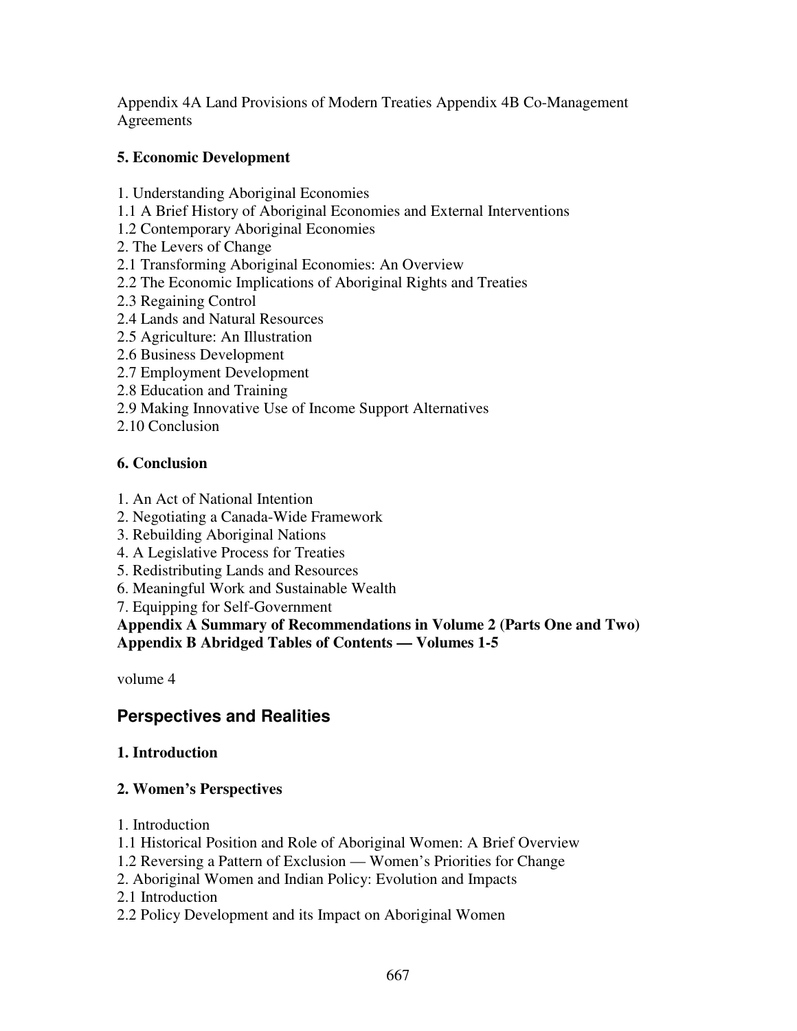Appendix 4A Land Provisions of Modern Treaties Appendix 4B Co-Management Agreements

**5. Economic Development**

1. Understanding Aboriginal Economies
1.1 A Brief History of Aboriginal Economies and External Interventions
1.2 Contemporary Aboriginal Economies
2. The Levers of Change
2.1 Transforming Aboriginal Economies: An Overview
2.2 The Economic Implications of Aboriginal Rights and Treaties
2.3 Regaining Control
2.4 Lands and Natural Resources
2.5 Agriculture: An Illustration
2.6 Business Development
2.7 Employment Development
2.8 Education and Training
2.9 Making Innovative Use of Income Support Alternatives
2.10 Conclusion

**6. Conclusion**

1. An Act of National Intention
2. Negotiating a Canada-Wide Framework
3. Rebuilding Aboriginal Nations
4. A Legislative Process for Treaties
5. Redistributing Lands and Resources
6. Meaningful Work and Sustainable Wealth
7. Equipping for Self-Government

**Appendix A Summary of Recommendations in Volume 2 (Parts One and Two)**
**Appendix B Abridged Tables of Contents — Volumes 1-5**

volume 4

## Perspectives and Realities

**1. Introduction**

**2. Women's Perspectives**

1. Introduction
1.1 Historical Position and Role of Aboriginal Women: A Brief Overview
1.2 Reversing a Pattern of Exclusion — Women's Priorities for Change
2. Aboriginal Women and Indian Policy: Evolution and Impacts
2.1 Introduction
2.2 Policy Development and its Impact on Aboriginal Women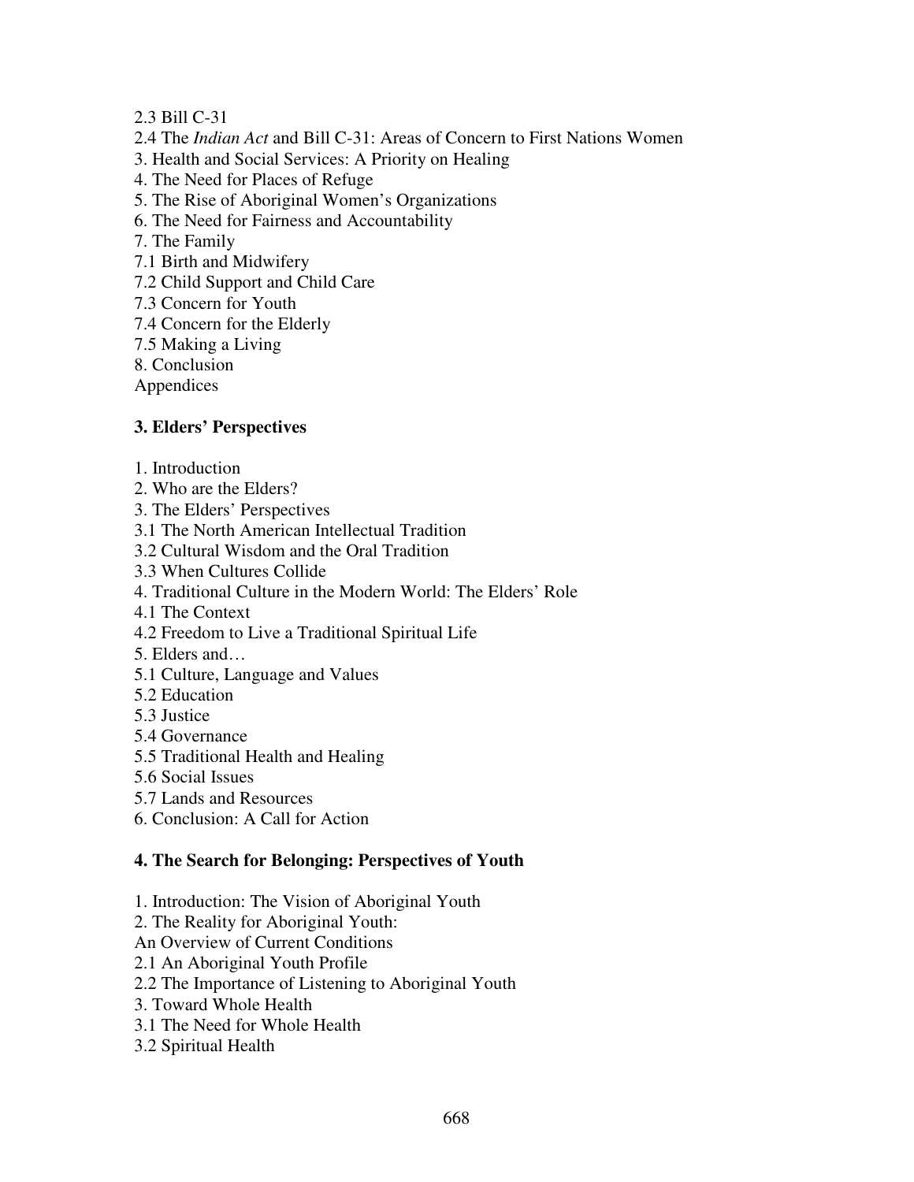2.3 Bill C-31
2.4 The *Indian Act* and Bill C-31: Areas of Concern to First Nations Women
3. Health and Social Services: A Priority on Healing
4. The Need for Places of Refuge
5. The Rise of Aboriginal Women's Organizations
6. The Need for Fairness and Accountability
7. The Family
7.1 Birth and Midwifery
7.2 Child Support and Child Care
7.3 Concern for Youth
7.4 Concern for the Elderly
7.5 Making a Living
8. Conclusion
Appendices

**3. Elders' Perspectives**

1. Introduction
2. Who are the Elders?
3. The Elders' Perspectives
3.1 The North American Intellectual Tradition
3.2 Cultural Wisdom and the Oral Tradition
3.3 When Cultures Collide
4. Traditional Culture in the Modern World: The Elders' Role
4.1 The Context
4.2 Freedom to Live a Traditional Spiritual Life
5. Elders and…
5.1 Culture, Language and Values
5.2 Education
5.3 Justice
5.4 Governance
5.5 Traditional Health and Healing
5.6 Social Issues
5.7 Lands and Resources
6. Conclusion: A Call for Action

**4. The Search for Belonging: Perspectives of Youth**

1. Introduction: The Vision of Aboriginal Youth
2. The Reality for Aboriginal Youth:
An Overview of Current Conditions
2.1 An Aboriginal Youth Profile
2.2 The Importance of Listening to Aboriginal Youth
3. Toward Whole Health
3.1 The Need for Whole Health
3.2 Spiritual Health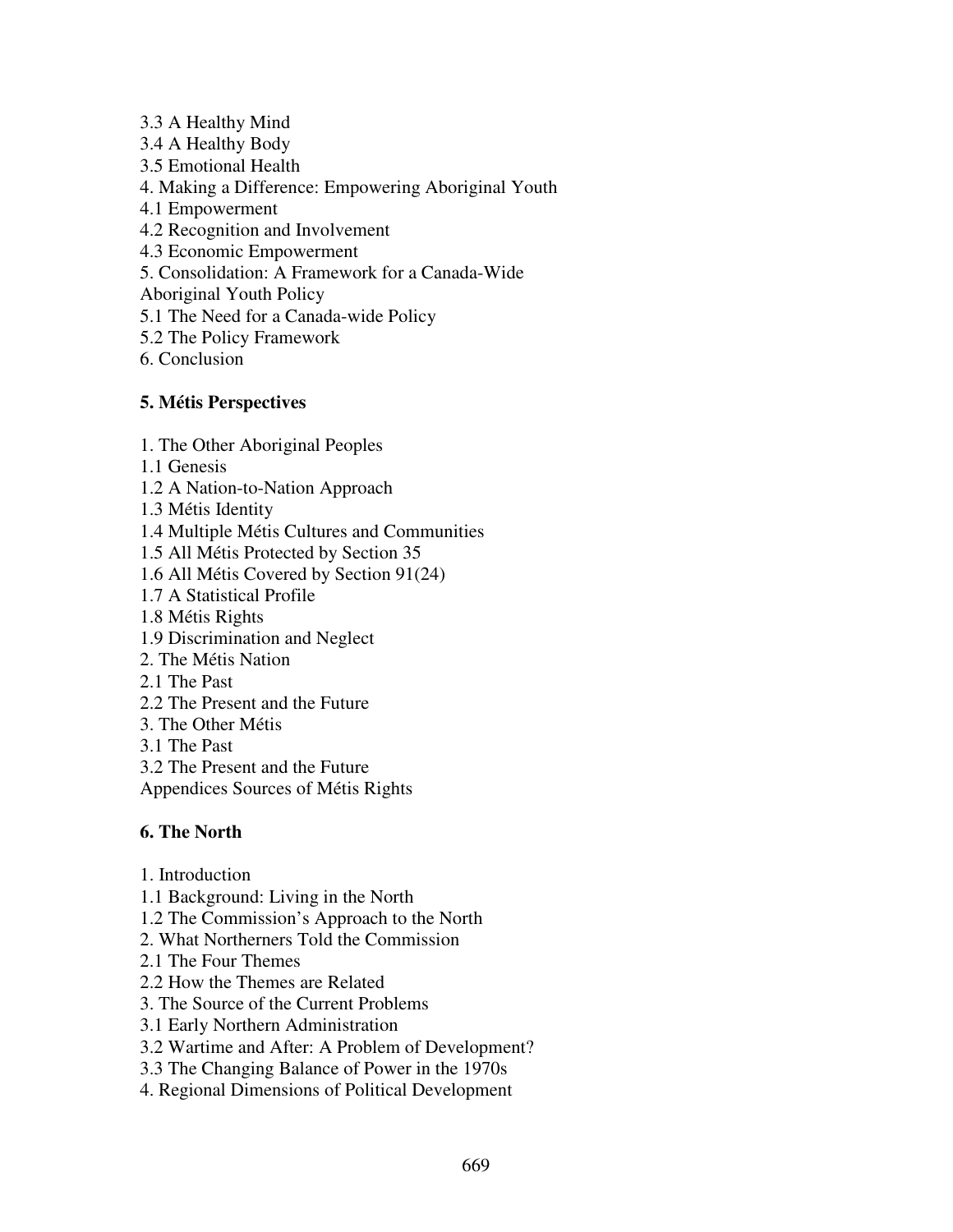3.3 A Healthy Mind
3.4 A Healthy Body
3.5 Emotional Health
4. Making a Difference: Empowering Aboriginal Youth
4.1 Empowerment
4.2 Recognition and Involvement
4.3 Economic Empowerment
5. Consolidation: A Framework for a Canada-Wide Aboriginal Youth Policy
5.1 The Need for a Canada-wide Policy
5.2 The Policy Framework
6. Conclusion

**5. Métis Perspectives**

1. The Other Aboriginal Peoples
1.1 Genesis
1.2 A Nation-to-Nation Approach
1.3 Métis Identity
1.4 Multiple Métis Cultures and Communities
1.5 All Métis Protected by Section 35
1.6 All Métis Covered by Section 91(24)
1.7 A Statistical Profile
1.8 Métis Rights
1.9 Discrimination and Neglect
2. The Métis Nation
2.1 The Past
2.2 The Present and the Future
3. The Other Métis
3.1 The Past
3.2 The Present and the Future
Appendices Sources of Métis Rights

**6. The North**

1. Introduction
1.1 Background: Living in the North
1.2 The Commission's Approach to the North
2. What Northerners Told the Commission
2.1 The Four Themes
2.2 How the Themes are Related
3. The Source of the Current Problems
3.1 Early Northern Administration
3.2 Wartime and After: A Problem of Development?
3.3 The Changing Balance of Power in the 1970s
4. Regional Dimensions of Political Development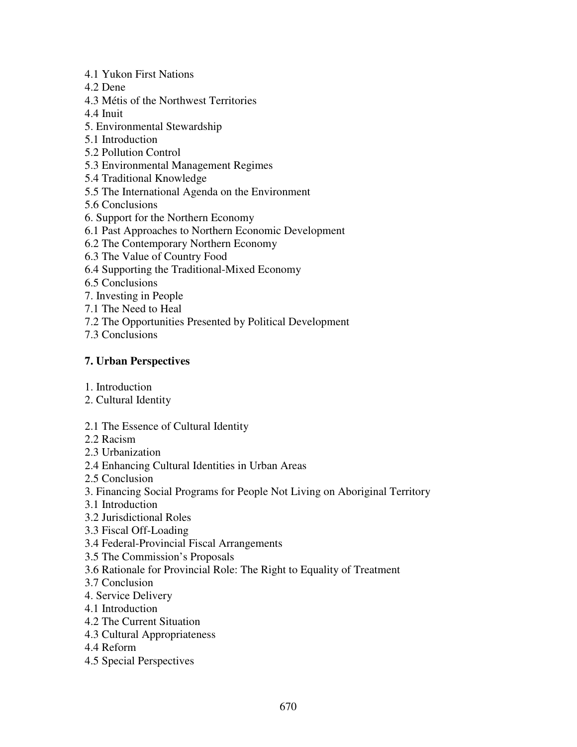4.1 Yukon First Nations
4.2 Dene
4.3 Métis of the Northwest Territories
4.4 Inuit
5. Environmental Stewardship
5.1 Introduction
5.2 Pollution Control
5.3 Environmental Management Regimes
5.4 Traditional Knowledge
5.5 The International Agenda on the Environment
5.6 Conclusions
6. Support for the Northern Economy
6.1 Past Approaches to Northern Economic Development
6.2 The Contemporary Northern Economy
6.3 The Value of Country Food
6.4 Supporting the Traditional-Mixed Economy
6.5 Conclusions
7. Investing in People
7.1 The Need to Heal
7.2 The Opportunities Presented by Political Development
7.3 Conclusions

**7. Urban Perspectives**

1. Introduction
2. Cultural Identity

2.1 The Essence of Cultural Identity
2.2 Racism
2.3 Urbanization
2.4 Enhancing Cultural Identities in Urban Areas
2.5 Conclusion
3. Financing Social Programs for People Not Living on Aboriginal Territory
3.1 Introduction
3.2 Jurisdictional Roles
3.3 Fiscal Off-Loading
3.4 Federal-Provincial Fiscal Arrangements
3.5 The Commission's Proposals
3.6 Rationale for Provincial Role: The Right to Equality of Treatment
3.7 Conclusion
4. Service Delivery
4.1 Introduction
4.2 The Current Situation
4.3 Cultural Appropriateness
4.4 Reform
4.5 Special Perspectives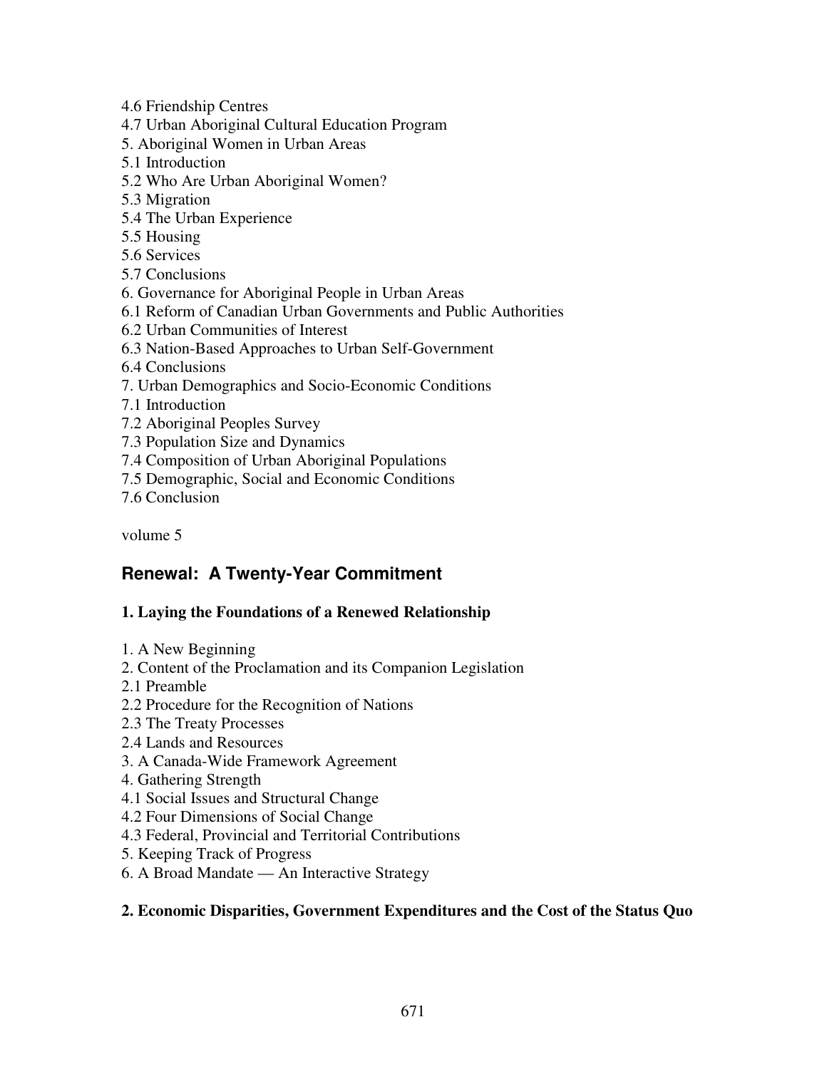4.6 Friendship Centres
4.7 Urban Aboriginal Cultural Education Program
5. Aboriginal Women in Urban Areas
5.1 Introduction
5.2 Who Are Urban Aboriginal Women?
5.3 Migration
5.4 The Urban Experience
5.5 Housing
5.6 Services
5.7 Conclusions
6. Governance for Aboriginal People in Urban Areas
6.1 Reform of Canadian Urban Governments and Public Authorities
6.2 Urban Communities of Interest
6.3 Nation-Based Approaches to Urban Self-Government
6.4 Conclusions
7. Urban Demographics and Socio-Economic Conditions
7.1 Introduction
7.2 Aboriginal Peoples Survey
7.3 Population Size and Dynamics
7.4 Composition of Urban Aboriginal Populations
7.5 Demographic, Social and Economic Conditions
7.6 Conclusion

volume 5

## Renewal: A Twenty-Year Commitment

### 1. Laying the Foundations of a Renewed Relationship

1. A New Beginning
2. Content of the Proclamation and its Companion Legislation
2.1 Preamble
2.2 Procedure for the Recognition of Nations
2.3 The Treaty Processes
2.4 Lands and Resources
3. A Canada-Wide Framework Agreement
4. Gathering Strength
4.1 Social Issues and Structural Change
4.2 Four Dimensions of Social Change
4.3 Federal, Provincial and Territorial Contributions
5. Keeping Track of Progress
6. A Broad Mandate — An Interactive Strategy

### 2. Economic Disparities, Government Expenditures and the Cost of the Status Quo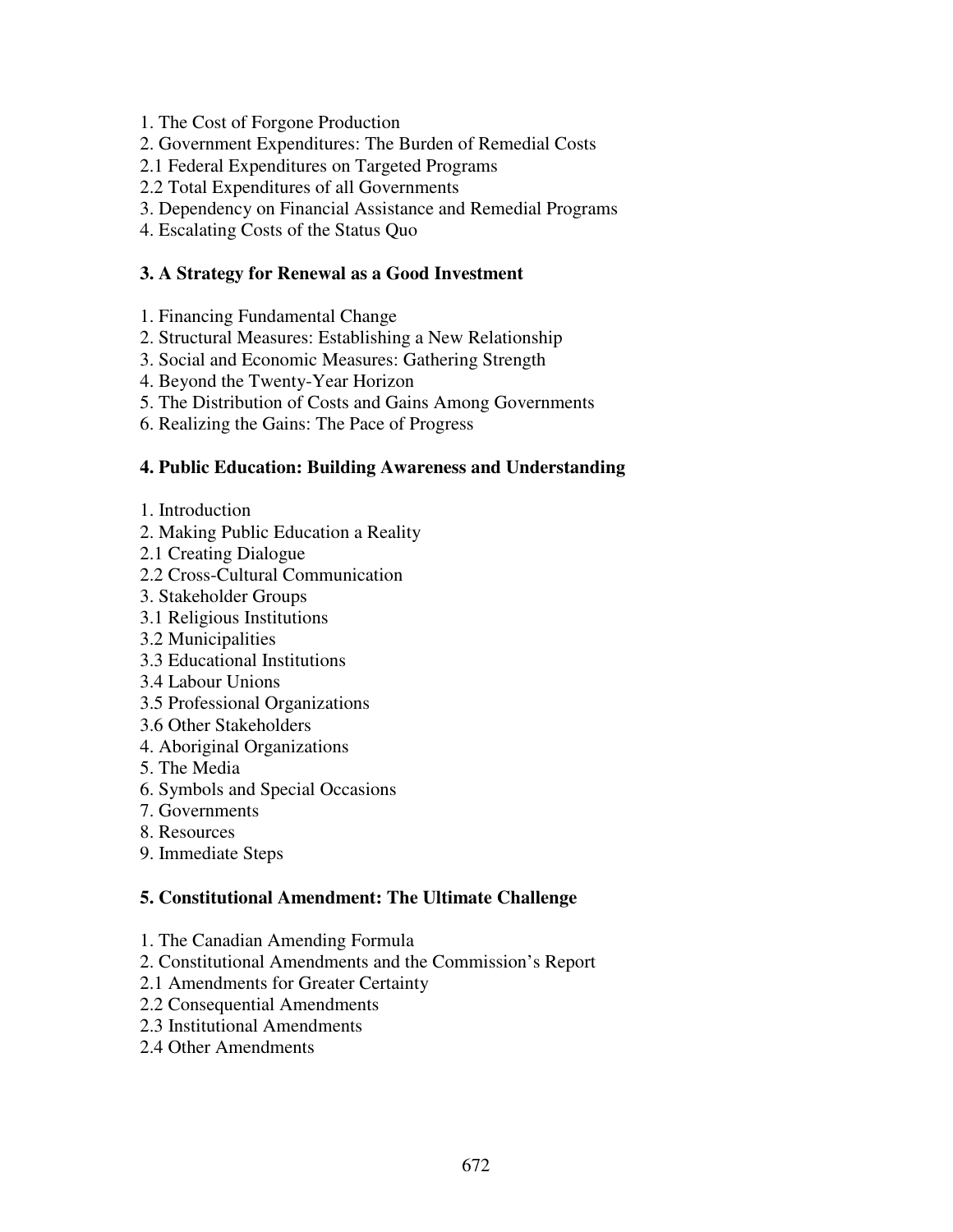1. The Cost of Forgone Production
2. Government Expenditures: The Burden of Remedial Costs
2.1 Federal Expenditures on Targeted Programs
2.2 Total Expenditures of all Governments
3. Dependency on Financial Assistance and Remedial Programs
4. Escalating Costs of the Status Quo

**3. A Strategy for Renewal as a Good Investment**

1. Financing Fundamental Change
2. Structural Measures: Establishing a New Relationship
3. Social and Economic Measures: Gathering Strength
4. Beyond the Twenty-Year Horizon
5. The Distribution of Costs and Gains Among Governments
6. Realizing the Gains: The Pace of Progress

**4. Public Education: Building Awareness and Understanding**

1. Introduction
2. Making Public Education a Reality
2.1 Creating Dialogue
2.2 Cross-Cultural Communication
3. Stakeholder Groups
3.1 Religious Institutions
3.2 Municipalities
3.3 Educational Institutions
3.4 Labour Unions
3.5 Professional Organizations
3.6 Other Stakeholders
4. Aboriginal Organizations
5. The Media
6. Symbols and Special Occasions
7. Governments
8. Resources
9. Immediate Steps

**5. Constitutional Amendment: The Ultimate Challenge**

1. The Canadian Amending Formula
2. Constitutional Amendments and the Commission's Report
2.1 Amendments for Greater Certainty
2.2 Consequential Amendments
2.3 Institutional Amendments
2.4 Other Amendments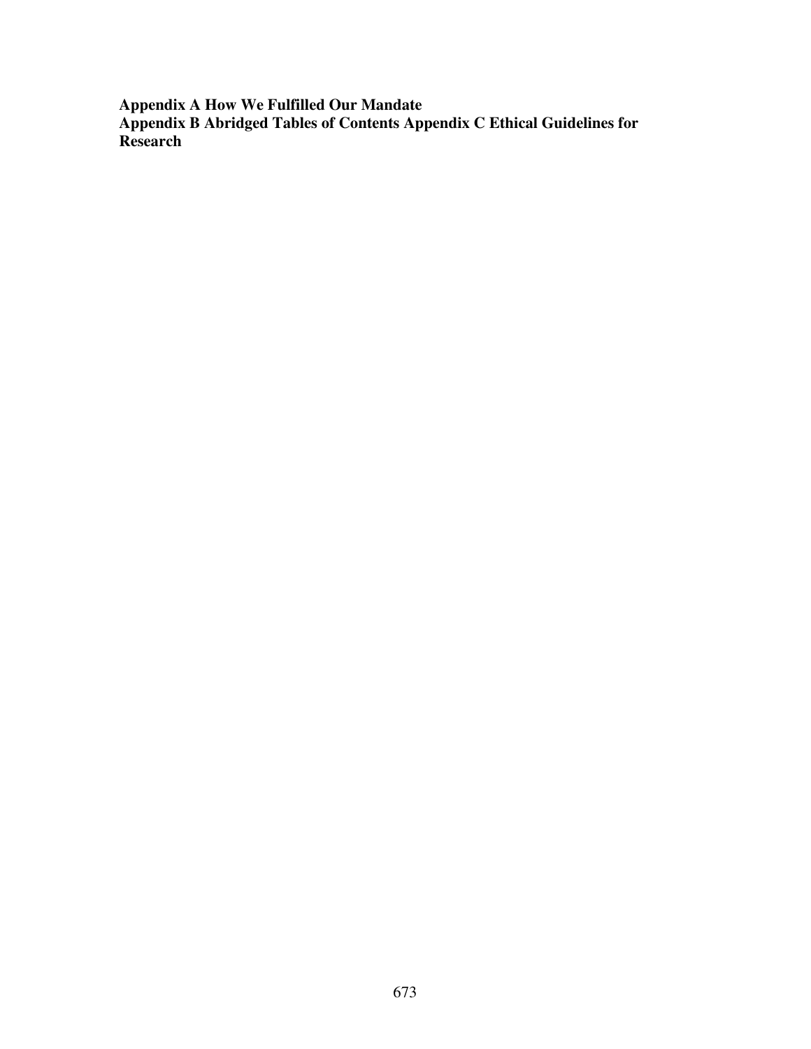**Appendix A How We Fulfilled Our Mandate**
**Appendix B Abridged Tables of Contents Appendix C Ethical Guidelines for Research**